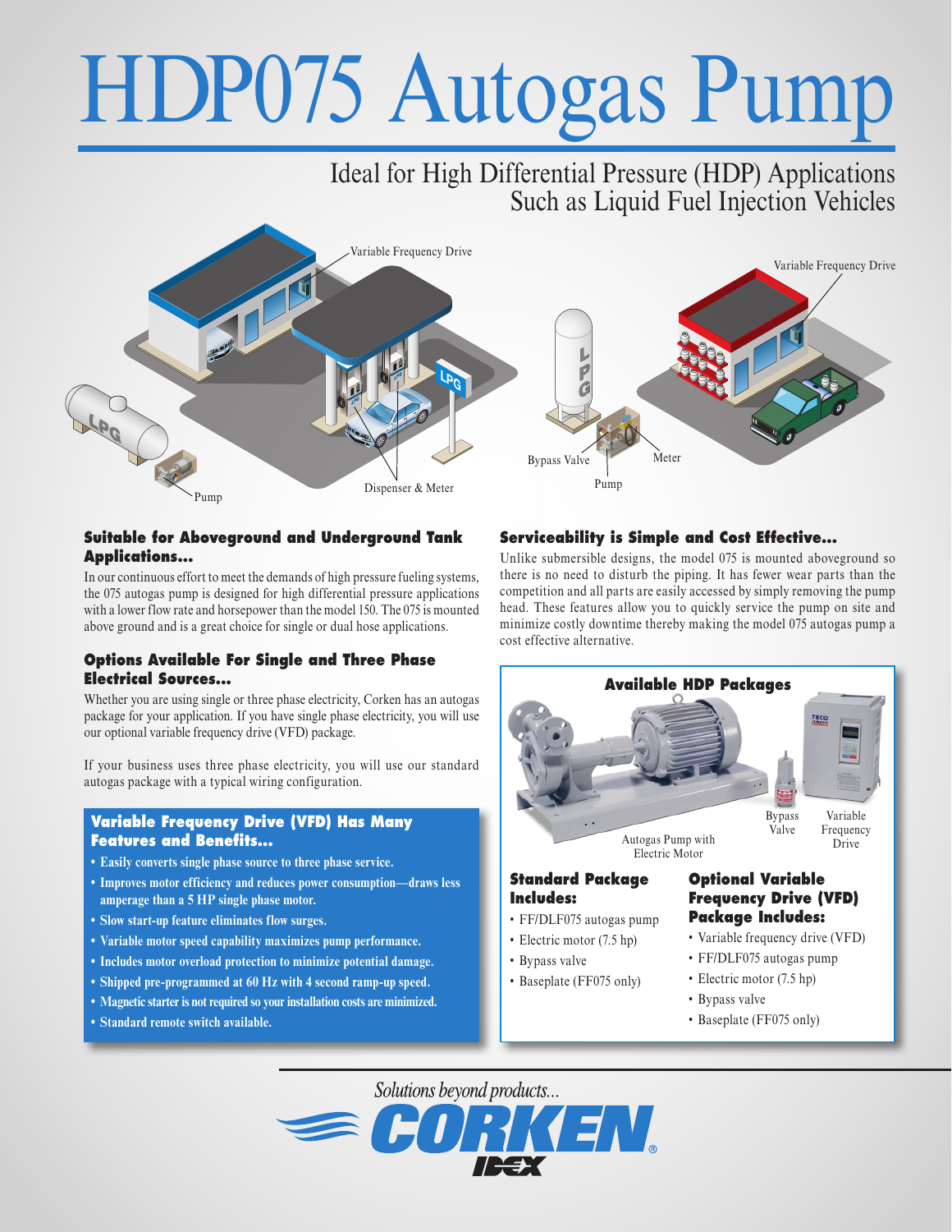# HDP075 Autogas Pump

## Ideal for High Differential Pressure (HDP) Applications Such as Liquid Fuel Injection Vehicles

Variable Frequency Drive

Pump

Dispenser & Meter

Variable Frequency Drive

Bypass Valve

Pump

Meter

### Suitable for Aboveground and Underground Tank Applications…

In our continuous effort to meet the demands of high pressure fueling systems, the 075 autogas pump is designed for high differential pressure applications with a lower flow rate and horsepower than the model 150. The 075 is mounted above ground and is a great choice for single or dual hose applications.

### Options Available For Single and Three Phase Electrical Sources…

Whether you are using single or three phase electricity, Corken has an autogas package for your application. If you have single phase electricity, you will use our optional variable frequency drive (VFD) package.

If your business uses three phase electricity, you will use our standard autogas package with a typical wiring configuration.

### Variable Frequency Drive (VFD) Has Many Features and Benefits…

- **Easily converts single phase source to three phase service.**
- **Improves motor efficiency and reduces power consumption—draws less amperage than a 5 HP single phase motor.**
- **Slow start-up feature eliminates flow surges.**
- **Variable motor speed capability maximizes pump performance.**
- **Includes motor overload protection to minimize potential damage.**
- **Shipped pre-programmed at 60 Hz with 4 second ramp-up speed.**
- **Magnetic starter is not required so your installation costs are minimized.**
- **Standard remote switch available.**

### Serviceability is Simple and Cost Effective…

Unlike submersible designs, the model 075 is mounted aboveground so there is no need to disturb the piping. It has fewer wear parts than the competition and all parts are easily accessed by simply removing the pump head. These features allow you to quickly service the pump on site and minimize costly downtime thereby making the model 075 autogas pump a cost effective alternative.

### Available HDP Packages

Autogas Pump with Electric Motor

Bypass Valve

Variable Frequency Drive

#### Standard Package Includes:

- FF/DLF075 autogas pump
- Electric motor (7.5 hp)
- Bypass valve
- Baseplate (FF075 only)

#### Optional Variable Frequency Drive (VFD) Package Includes:

- Variable frequency drive (VFD)
- FF/DLF075 autogas pump
- Electric motor (7.5 hp)
- Bypass valve
- Baseplate (FF075 only)

*Solutions beyond products...*

CORKEN® IDEX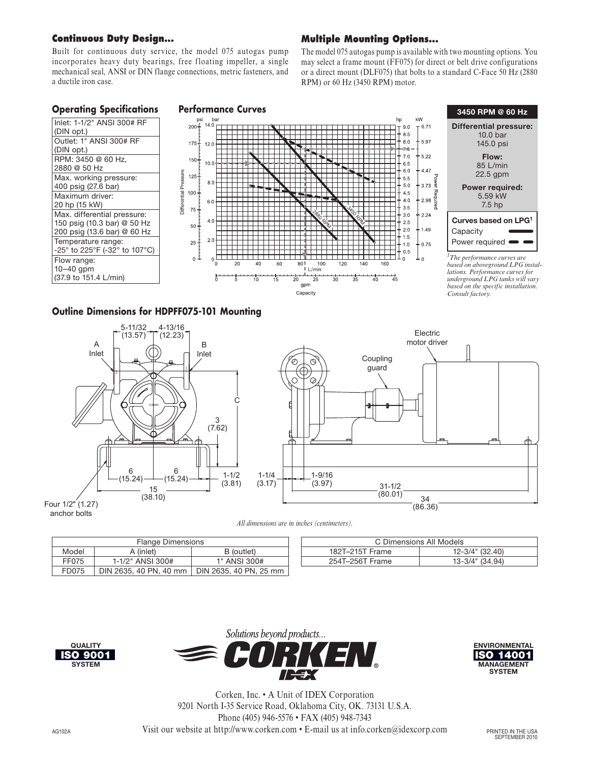## Continuous Duty Design...

Built for continuous duty service, the model 075 autogas pump incorporates heavy duty bearings, free floating impeller, a single mechanical seal, ANSI or DIN flange connections, metric fasteners, and a ductile iron case.

## Multiple Mounting Options...

The model 075 autogas pump is available with two mounting options. You may select a frame mount (FF075) for direct or belt drive configurations or a direct mount (DLF075) that bolts to a standard C-Face 50 Hz (2880 RPM) or 60 Hz (3450 RPM) motor.

## Operating Specifications

| |
|---|
| Inlet: 1-1/2" ANSI 300# RF (DIN opt.) |
| Outlet: 1" ANSI 300# RF (DIN opt.) |
| RPM: 3450 @ 60 Hz, 2880 @ 50 Hz |
| Max. working pressure: 400 psig (27.6 bar) |
| Maximum driver: 20 hp (15 kW) |
| Max. differential pressure: 150 psig (10.3 bar) @ 50 Hz 200 psig (13.6 bar) @ 60 Hz |
| Temperature range: -25° to 225°F (-32° to 107°C) |
| Flow range: 10–40 gpm (37.9 to 151.4 L/min) |

## Performance Curves

Differential Pressure
psi: 0, 25, 50, 75, 100, 125, 150, 175, 200
bar: 0, 2.0, 4.0, 6.0, 8.0, 10.0, 12.0, 14.0

Power Required
hp: 0, 0.5, 1.0, 1.5, 2.0, 2.5, 3.0, 3.5, 4.0, 4.5, 5.0, 5.5, 6.0, 6.5, 7.0, 7.5, 8.0, 8.5, 9.0
kW: 0, 0.75, 1.49, 2.24, 2.98, 3.73, 4.47, 5.22, 5.97, 6.71

Capacity
L/min: 0, 20, 40, 60, 80, 100, 120, 140, 160
gpm: 0, 5, 10, 15, 20, 25, 30, 35, 40, 45

2880 RPM
3450 RPM

**3450 RPM @ 60 Hz**

**Differential pressure:**
10.0 bar
145.0 psi

**Flow:**
85 L/min
22.5 gpm

**Power required:**
5.59 kW
7.5 hp

**Curves based on LPG[1]**
Capacity
Power required

[1] *The performance curves are based on aboveground LPG installations. Performance curves for underground LPG tanks will vary based on the specific installation. Consult factory.*

## Outline Dimensions for HDPFF075-101 Mounting

5-11/32 (13.57)
4-13/16 (12.23)
A Inlet
B Inlet
C
3 (7.62)
6 (15.24)
6 (15.24)
15 (38.10)
1-1/2 (3.81)
Four 1/2" (1.27) anchor bolts
Electric motor driver
Coupling guard
1-1/4 (3.17)
1-9/16 (3.97)
31-1/2 (80.01)
34 (86.36)

*All dimensions are in inches (centimeters).*

| Flange Dimensions | | |
|---|---|---|
| Model | A (inlet) | B (outlet) |
| FF075 | 1-1/2" ANSI 300# | 1" ANSI 300# |
| FD075 | DIN 2635, 40 PN, 40 mm | DIN 2635, 40 PN, 25 mm |

| C Dimensions All Models | |
|---|---|
| 182T–215T Frame | 12-3/4" (32.40) |
| 254T–256T Frame | 13-3/4" (34.94) |

QUALITY ISO 9001 SYSTEM

*Solutions beyond products...*

CORKEN® IDEX

ENVIRONMENTAL ISO 14001 MANAGEMENT SYSTEM

Corken, Inc. • A Unit of IDEX Corporation
9201 North I-35 Service Road, Oklahoma City, OK. 73131 U.S.A.
Phone (405) 946-5576 • FAX (405) 948-7343
Visit our website at http://www.corken.com • E-mail us at info.corken@idexcorp.com

AG102A

PRINTED IN THE USA
SEPTEMBER 2010